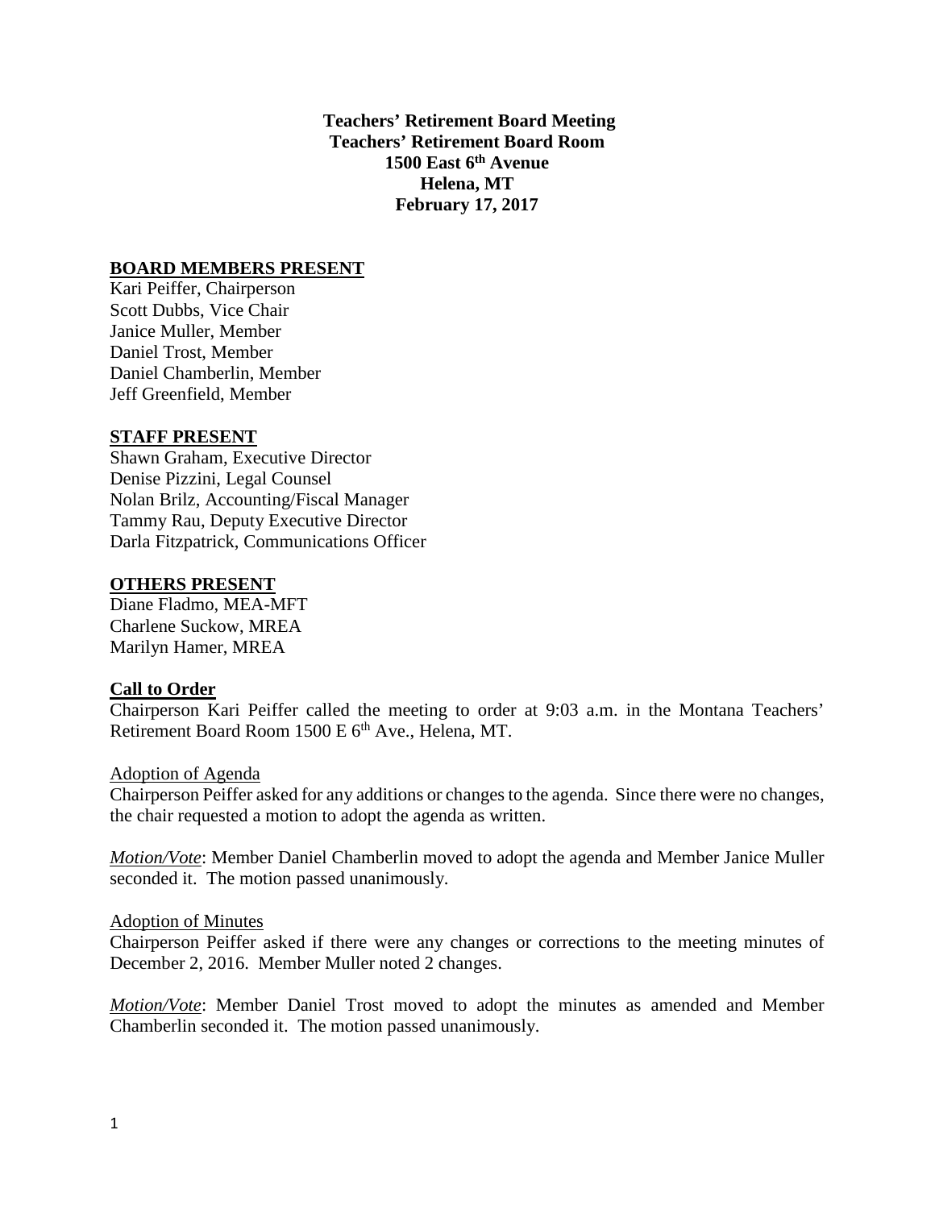**Teachers' Retirement Board Meeting**
**Teachers' Retirement Board Room**
**1500 East 6th Avenue**
**Helena, MT**
**February 17, 2017**

## BOARD MEMBERS PRESENT

Kari Peiffer, Chairperson
Scott Dubbs, Vice Chair
Janice Muller, Member
Daniel Trost, Member
Daniel Chamberlin, Member
Jeff Greenfield, Member

## STAFF PRESENT

Shawn Graham, Executive Director
Denise Pizzini, Legal Counsel
Nolan Brilz, Accounting/Fiscal Manager
Tammy Rau, Deputy Executive Director
Darla Fitzpatrick, Communications Officer

## OTHERS PRESENT

Diane Fladmo, MEA-MFT
Charlene Suckow, MREA
Marilyn Hamer, MREA

## Call to Order

Chairperson Kari Peiffer called the meeting to order at 9:03 a.m. in the Montana Teachers' Retirement Board Room 1500 E 6th Ave., Helena, MT.

### Adoption of Agenda

Chairperson Peiffer asked for any additions or changes to the agenda. Since there were no changes, the chair requested a motion to adopt the agenda as written.

*Motion/Vote*: Member Daniel Chamberlin moved to adopt the agenda and Member Janice Muller seconded it. The motion passed unanimously.

### Adoption of Minutes

Chairperson Peiffer asked if there were any changes or corrections to the meeting minutes of December 2, 2016. Member Muller noted 2 changes.

*Motion/Vote*: Member Daniel Trost moved to adopt the minutes as amended and Member Chamberlin seconded it. The motion passed unanimously.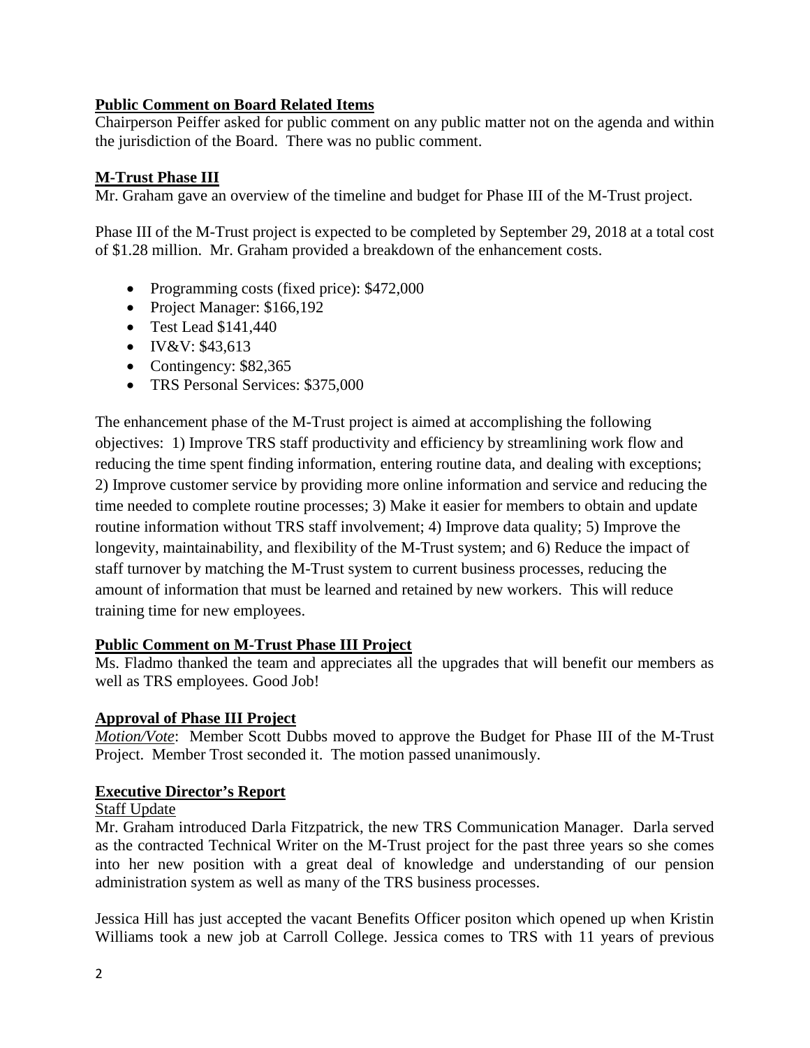**Public Comment on Board Related Items**

Chairperson Peiffer asked for public comment on any public matter not on the agenda and within the jurisdiction of the Board. There was no public comment.

**M-Trust Phase III**

Mr. Graham gave an overview of the timeline and budget for Phase III of the M-Trust project.

Phase III of the M-Trust project is expected to be completed by September 29, 2018 at a total cost of $1.28 million. Mr. Graham provided a breakdown of the enhancement costs.

- Programming costs (fixed price): $472,000
- Project Manager: $166,192
- Test Lead $141,440
- IV&V: $43,613
- Contingency: $82,365
- TRS Personal Services: $375,000

The enhancement phase of the M-Trust project is aimed at accomplishing the following objectives: 1) Improve TRS staff productivity and efficiency by streamlining work flow and reducing the time spent finding information, entering routine data, and dealing with exceptions; 2) Improve customer service by providing more online information and service and reducing the time needed to complete routine processes; 3) Make it easier for members to obtain and update routine information without TRS staff involvement; 4) Improve data quality; 5) Improve the longevity, maintainability, and flexibility of the M-Trust system; and 6) Reduce the impact of staff turnover by matching the M-Trust system to current business processes, reducing the amount of information that must be learned and retained by new workers. This will reduce training time for new employees.

**Public Comment on M-Trust Phase III Project**

Ms. Fladmo thanked the team and appreciates all the upgrades that will benefit our members as well as TRS employees. Good Job!

**Approval of Phase III Project**

*Motion/Vote*: Member Scott Dubbs moved to approve the Budget for Phase III of the M-Trust Project. Member Trost seconded it. The motion passed unanimously.

**Executive Director's Report**

Staff Update

Mr. Graham introduced Darla Fitzpatrick, the new TRS Communication Manager. Darla served as the contracted Technical Writer on the M-Trust project for the past three years so she comes into her new position with a great deal of knowledge and understanding of our pension administration system as well as many of the TRS business processes.

Jessica Hill has just accepted the vacant Benefits Officer positon which opened up when Kristin Williams took a new job at Carroll College. Jessica comes to TRS with 11 years of previous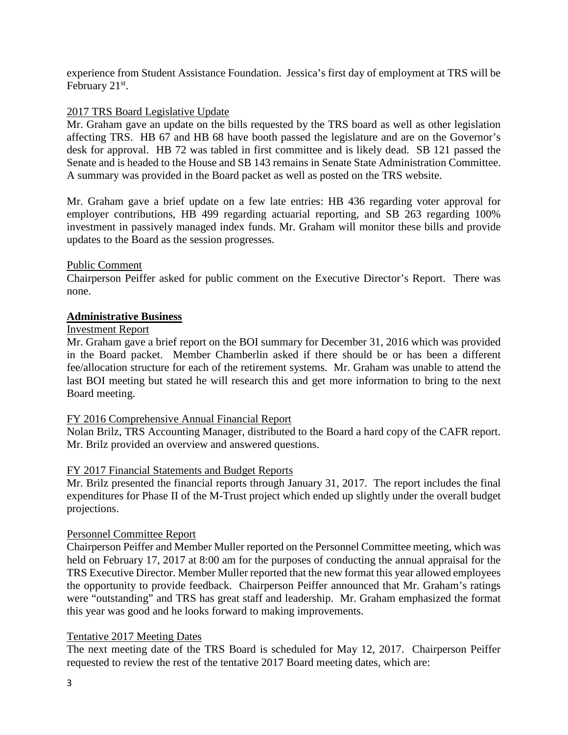experience from Student Assistance Foundation. Jessica's first day of employment at TRS will be February 21st.

2017 TRS Board Legislative Update

Mr. Graham gave an update on the bills requested by the TRS board as well as other legislation affecting TRS. HB 67 and HB 68 have booth passed the legislature and are on the Governor's desk for approval. HB 72 was tabled in first committee and is likely dead. SB 121 passed the Senate and is headed to the House and SB 143 remains in Senate State Administration Committee. A summary was provided in the Board packet as well as posted on the TRS website.

Mr. Graham gave a brief update on a few late entries: HB 436 regarding voter approval for employer contributions, HB 499 regarding actuarial reporting, and SB 263 regarding 100% investment in passively managed index funds. Mr. Graham will monitor these bills and provide updates to the Board as the session progresses.

Public Comment

Chairperson Peiffer asked for public comment on the Executive Director's Report. There was none.

**Administrative Business**

Investment Report

Mr. Graham gave a brief report on the BOI summary for December 31, 2016 which was provided in the Board packet. Member Chamberlin asked if there should be or has been a different fee/allocation structure for each of the retirement systems. Mr. Graham was unable to attend the last BOI meeting but stated he will research this and get more information to bring to the next Board meeting.

FY 2016 Comprehensive Annual Financial Report

Nolan Brilz, TRS Accounting Manager, distributed to the Board a hard copy of the CAFR report. Mr. Brilz provided an overview and answered questions.

FY 2017 Financial Statements and Budget Reports

Mr. Brilz presented the financial reports through January 31, 2017. The report includes the final expenditures for Phase II of the M-Trust project which ended up slightly under the overall budget projections.

Personnel Committee Report

Chairperson Peiffer and Member Muller reported on the Personnel Committee meeting, which was held on February 17, 2017 at 8:00 am for the purposes of conducting the annual appraisal for the TRS Executive Director. Member Muller reported that the new format this year allowed employees the opportunity to provide feedback. Chairperson Peiffer announced that Mr. Graham's ratings were "outstanding" and TRS has great staff and leadership. Mr. Graham emphasized the format this year was good and he looks forward to making improvements.

Tentative 2017 Meeting Dates

The next meeting date of the TRS Board is scheduled for May 12, 2017. Chairperson Peiffer requested to review the rest of the tentative 2017 Board meeting dates, which are: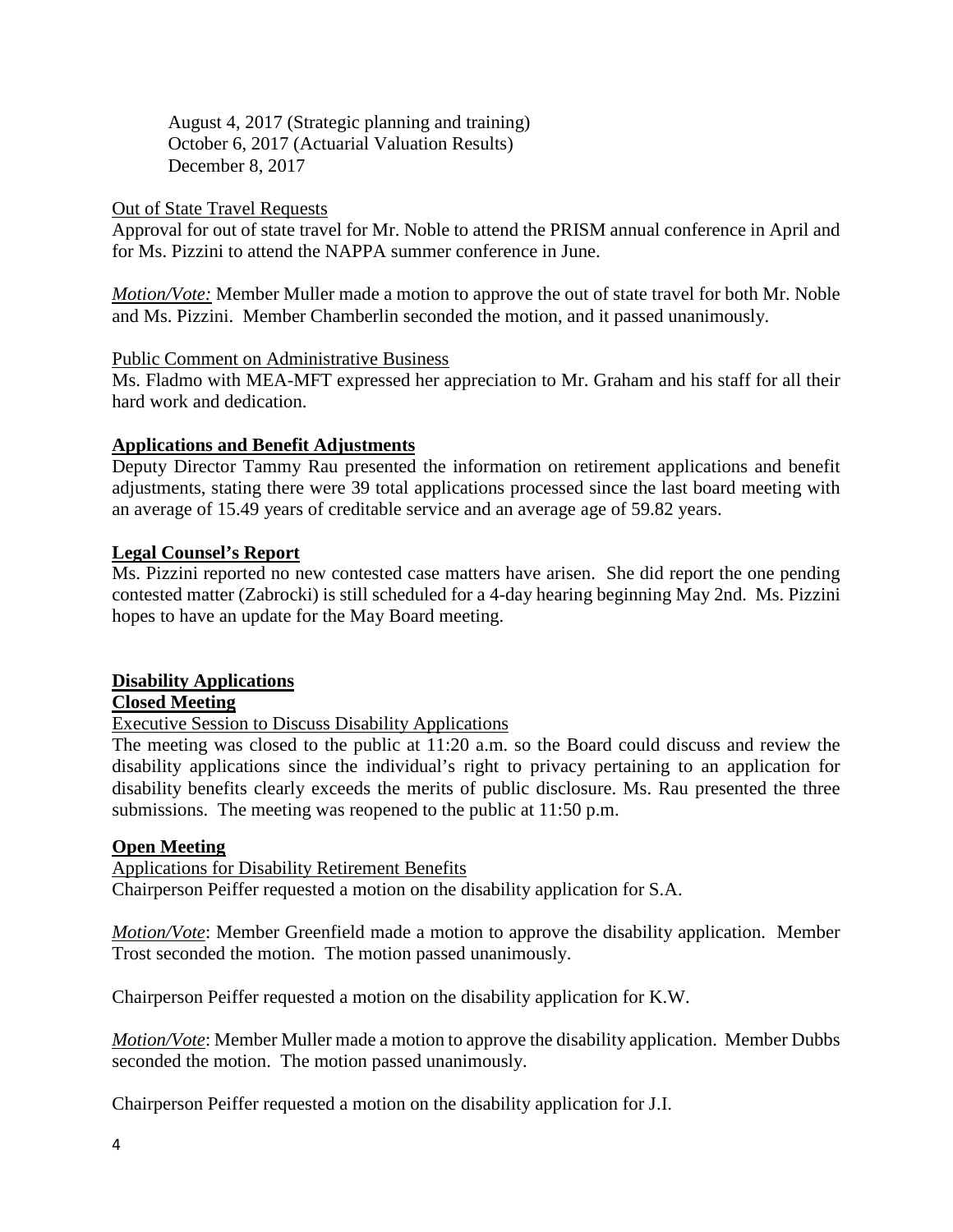August 4, 2017 (Strategic planning and training)
October 6, 2017 (Actuarial Valuation Results)
December 8, 2017

Out of State Travel Requests

Approval for out of state travel for Mr. Noble to attend the PRISM annual conference in April and for Ms. Pizzini to attend the NAPPA summer conference in June.

*Motion/Vote:* Member Muller made a motion to approve the out of state travel for both Mr. Noble and Ms. Pizzini. Member Chamberlin seconded the motion, and it passed unanimously.

Public Comment on Administrative Business

Ms. Fladmo with MEA-MFT expressed her appreciation to Mr. Graham and his staff for all their hard work and dedication.

**Applications and Benefit Adjustments**

Deputy Director Tammy Rau presented the information on retirement applications and benefit adjustments, stating there were 39 total applications processed since the last board meeting with an average of 15.49 years of creditable service and an average age of 59.82 years.

**Legal Counsel's Report**

Ms. Pizzini reported no new contested case matters have arisen. She did report the one pending contested matter (Zabrocki) is still scheduled for a 4-day hearing beginning May 2nd. Ms. Pizzini hopes to have an update for the May Board meeting.

**Disability Applications**

**Closed Meeting**

Executive Session to Discuss Disability Applications

The meeting was closed to the public at 11:20 a.m. so the Board could discuss and review the disability applications since the individual's right to privacy pertaining to an application for disability benefits clearly exceeds the merits of public disclosure. Ms. Rau presented the three submissions. The meeting was reopened to the public at 11:50 p.m.

**Open Meeting**

Applications for Disability Retirement Benefits

Chairperson Peiffer requested a motion on the disability application for S.A.

*Motion/Vote*: Member Greenfield made a motion to approve the disability application. Member Trost seconded the motion. The motion passed unanimously.

Chairperson Peiffer requested a motion on the disability application for K.W.

*Motion/Vote*: Member Muller made a motion to approve the disability application. Member Dubbs seconded the motion. The motion passed unanimously.

Chairperson Peiffer requested a motion on the disability application for J.I.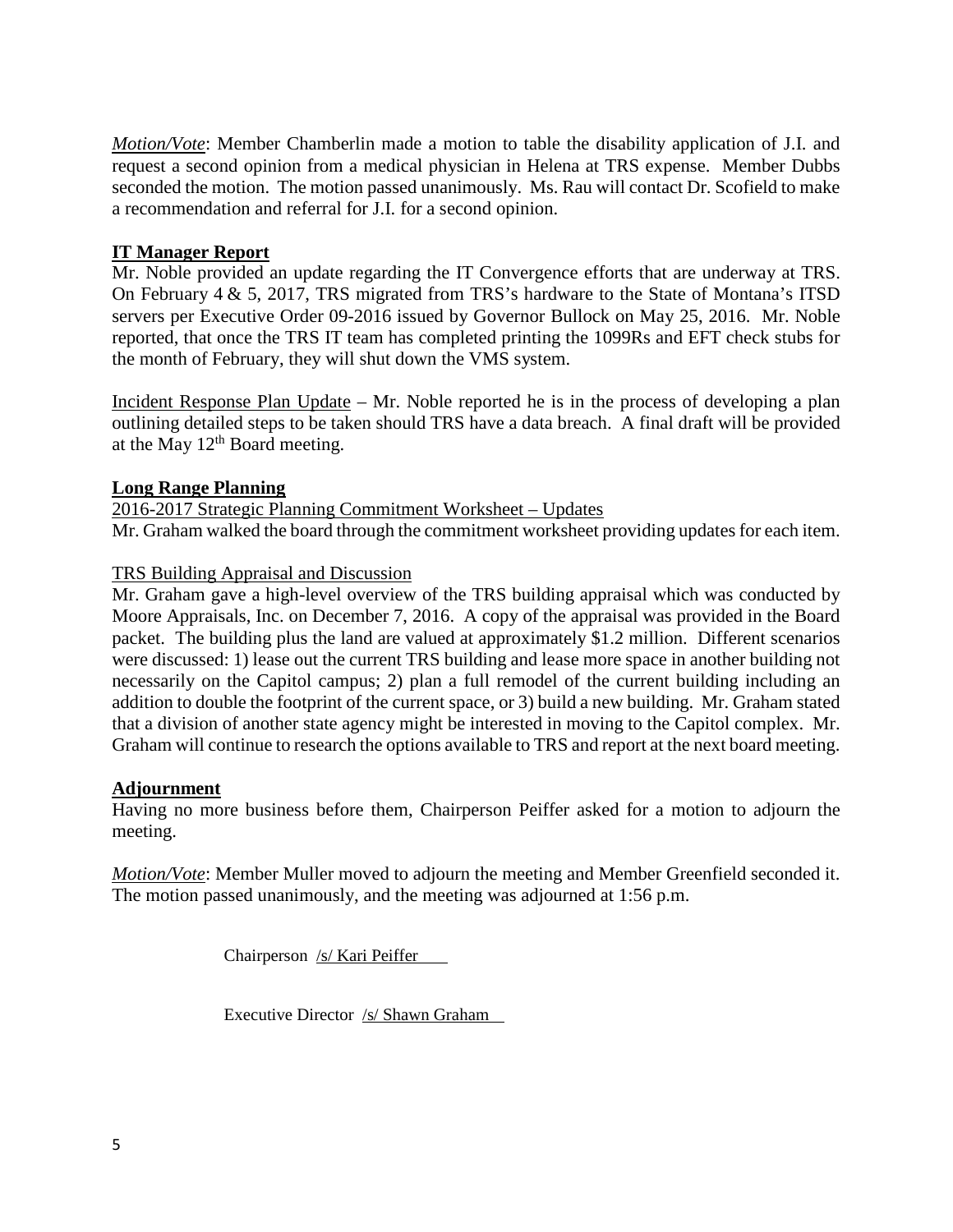*Motion/Vote*: Member Chamberlin made a motion to table the disability application of J.I. and request a second opinion from a medical physician in Helena at TRS expense. Member Dubbs seconded the motion. The motion passed unanimously. Ms. Rau will contact Dr. Scofield to make a recommendation and referral for J.I. for a second opinion.

## IT Manager Report

Mr. Noble provided an update regarding the IT Convergence efforts that are underway at TRS. On February 4 & 5, 2017, TRS migrated from TRS's hardware to the State of Montana's ITSD servers per Executive Order 09-2016 issued by Governor Bullock on May 25, 2016. Mr. Noble reported, that once the TRS IT team has completed printing the 1099Rs and EFT check stubs for the month of February, they will shut down the VMS system.

Incident Response Plan Update – Mr. Noble reported he is in the process of developing a plan outlining detailed steps to be taken should TRS have a data breach. A final draft will be provided at the May 12th Board meeting.

## Long Range Planning

2016-2017 Strategic Planning Commitment Worksheet – Updates

Mr. Graham walked the board through the commitment worksheet providing updates for each item.

TRS Building Appraisal and Discussion

Mr. Graham gave a high-level overview of the TRS building appraisal which was conducted by Moore Appraisals, Inc. on December 7, 2016. A copy of the appraisal was provided in the Board packet. The building plus the land are valued at approximately $1.2 million. Different scenarios were discussed: 1) lease out the current TRS building and lease more space in another building not necessarily on the Capitol campus; 2) plan a full remodel of the current building including an addition to double the footprint of the current space, or 3) build a new building. Mr. Graham stated that a division of another state agency might be interested in moving to the Capitol complex. Mr. Graham will continue to research the options available to TRS and report at the next board meeting.

## Adjournment

Having no more business before them, Chairperson Peiffer asked for a motion to adjourn the meeting.

*Motion/Vote*: Member Muller moved to adjourn the meeting and Member Greenfield seconded it. The motion passed unanimously, and the meeting was adjourned at 1:56 p.m.

Chairperson /s/ Kari Peiffer

Executive Director /s/ Shawn Graham